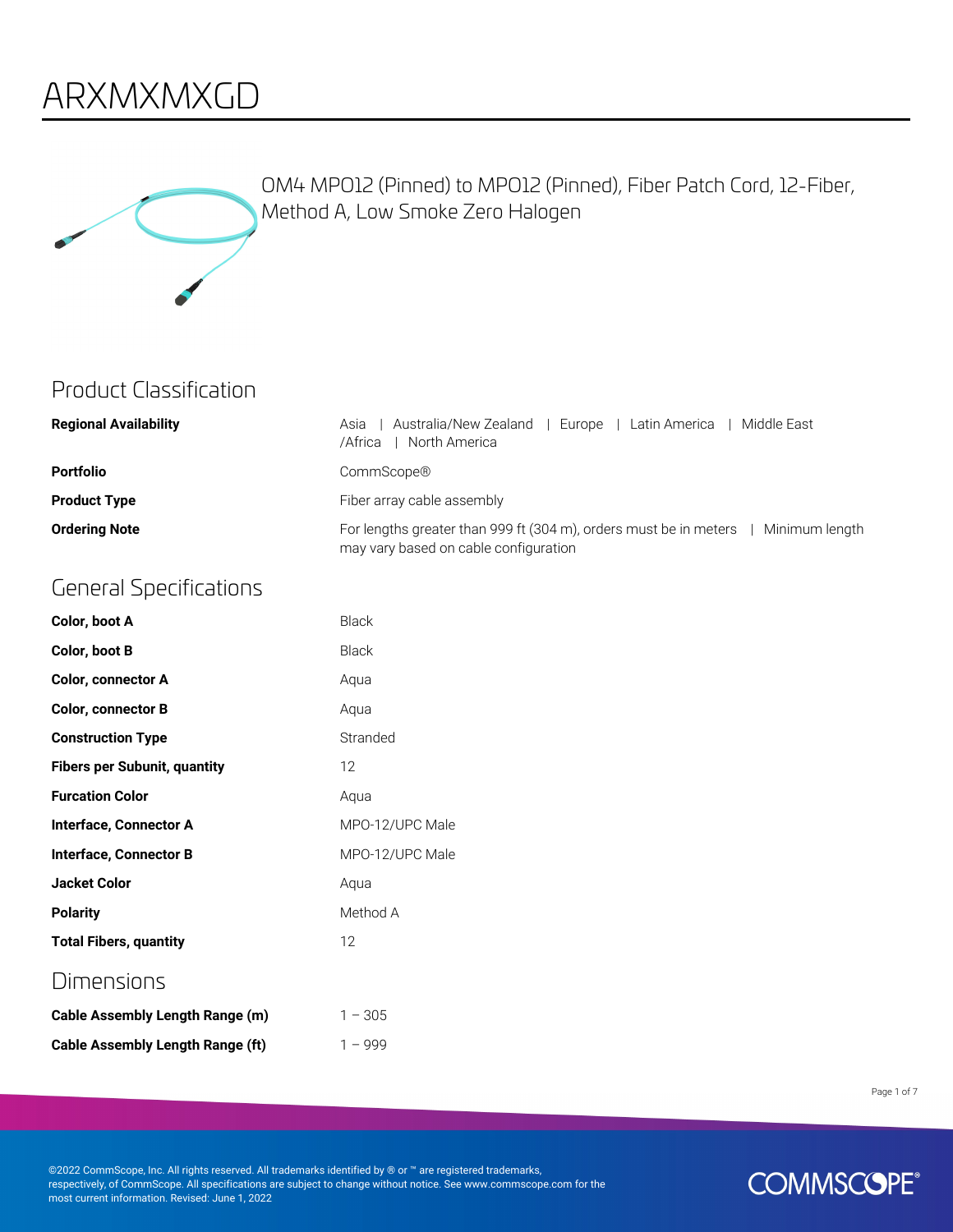# ARXMXMXGD

OM4 MPO12 (Pinned) to MPO12 (Pinned), Fiber Patch Cord, 12-Fiber, Method A, Low Smoke Zero Halogen

## Product Classification

| | |
|---|---|
| **Regional Availability** | Asia \| Australia/New Zealand \| Europe \| Latin America \| Middle East /Africa \| North America |
| **Portfolio** | CommScope® |
| **Product Type** | Fiber array cable assembly |
| **Ordering Note** | For lengths greater than 999 ft (304 m), orders must be in meters \| Minimum length may vary based on cable configuration |

## General Specifications

| | |
|---|---|
| **Color, boot A** | Black |
| **Color, boot B** | Black |
| **Color, connector A** | Aqua |
| **Color, connector B** | Aqua |
| **Construction Type** | Stranded |
| **Fibers per Subunit, quantity** | 12 |
| **Furcation Color** | Aqua |
| **Interface, Connector A** | MPO-12/UPC Male |
| **Interface, Connector B** | MPO-12/UPC Male |
| **Jacket Color** | Aqua |
| **Polarity** | Method A |
| **Total Fibers, quantity** | 12 |

## Dimensions

| | |
|---|---|
| **Cable Assembly Length Range (m)** | 1 – 305 |
| **Cable Assembly Length Range (ft)** | 1 – 999 |

©2022 CommScope, Inc. All rights reserved. All trademarks identified by ® or ™ are registered trademarks, respectively, of CommScope. All specifications are subject to change without notice. See www.commscope.com for the most current information. Revised: June 1, 2022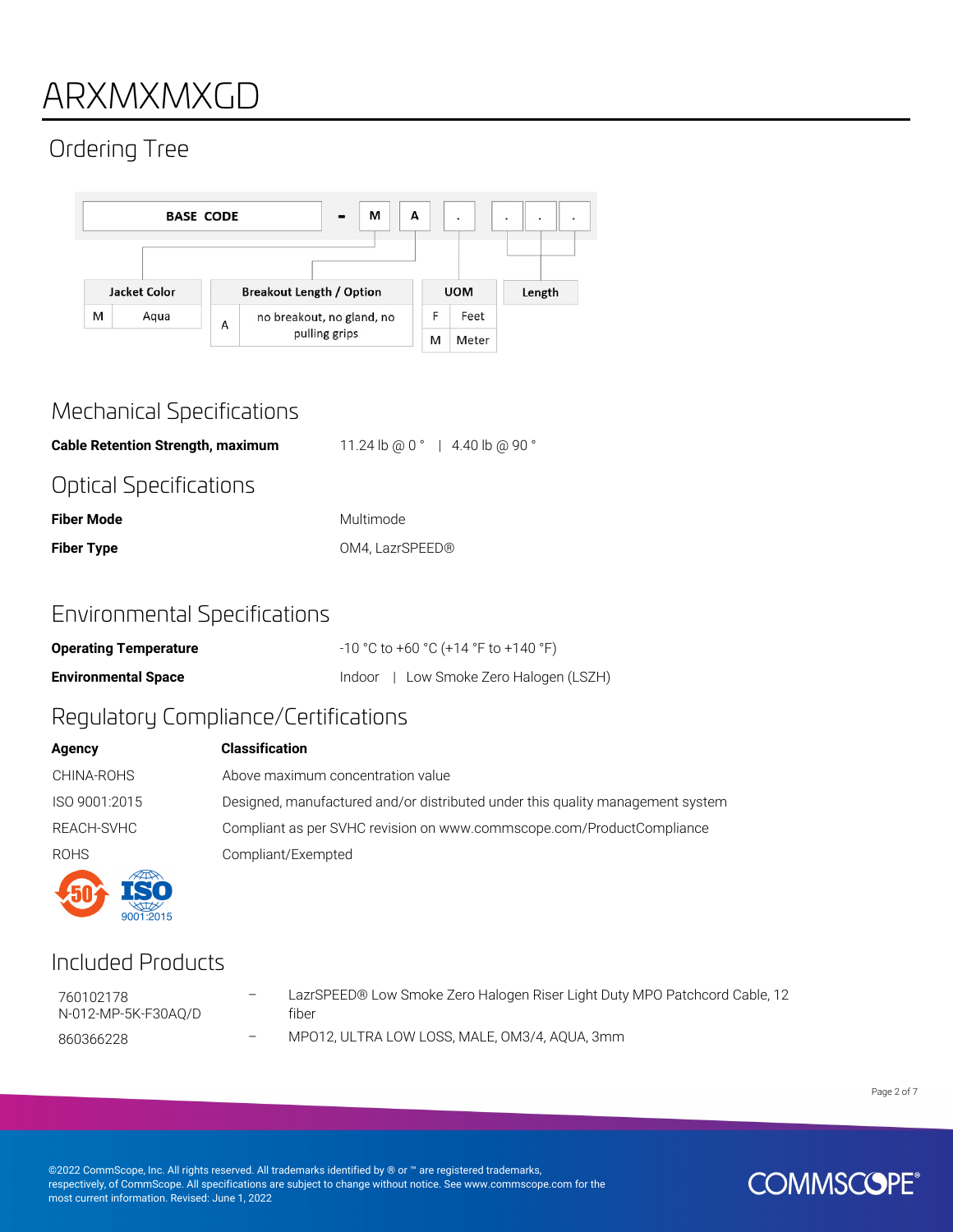# ARXMXMXGD

## Ordering Tree

BASE CODE – M A . . . .

| Jacket Color | |
|---|---|
| M | Aqua |

| Breakout Length / Option | |
|---|---|
| A | no breakout, no gland, no pulling grips |

| UOM | |
|---|---|
| F | Feet |
| M | Meter |

Length

## Mechanical Specifications

| | |
|---|---|
| **Cable Retention Strength, maximum** | 11.24 lb @ 0 ° \| 4.40 lb @ 90 ° |

## Optical Specifications

| | |
|---|---|
| **Fiber Mode** | Multimode |
| **Fiber Type** | OM4, LazrSPEED® |

## Environmental Specifications

| | |
|---|---|
| **Operating Temperature** | -10 °C to +60 °C (+14 °F to +140 °F) |
| **Environmental Space** | Indoor \| Low Smoke Zero Halogen (LSZH) |

## Regulatory Compliance/Certifications

| Agency | Classification |
|---|---|
| CHINA-ROHS | Above maximum concentration value |
| ISO 9001:2015 | Designed, manufactured and/or distributed under this quality management system |
| REACH-SVHC | Compliant as per SVHC revision on www.commscope.com/ProductCompliance |
| ROHS | Compliant/Exempted |

## Included Products

| | | |
|---|---|---|
| 760102178 N-012-MP-5K-F30AQ/D | – | LazrSPEED® Low Smoke Zero Halogen Riser Light Duty MPO Patchcord Cable, 12 fiber |
| 860366228 | – | MPO12, ULTRA LOW LOSS, MALE, OM3/4, AQUA, 3mm |

©2022 CommScope, Inc. All rights reserved. All trademarks identified by ® or ™ are registered trademarks, respectively, of CommScope. All specifications are subject to change without notice. See www.commscope.com for the most current information. Revised: June 1, 2022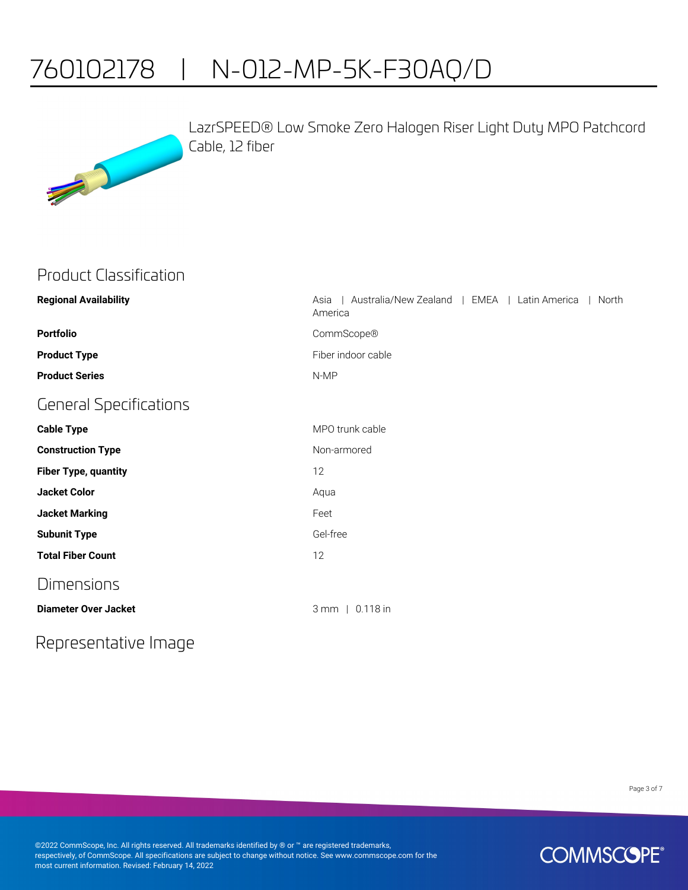# 760102178 | N-012-MP-5K-F30AQ/D

LazrSPEED® Low Smoke Zero Halogen Riser Light Duty MPO Patchcord Cable, 12 fiber

## Product Classification

| | |
|---|---|
| **Regional Availability** | Asia \| Australia/New Zealand \| EMEA \| Latin America \| North America |
| **Portfolio** | CommScope® |
| **Product Type** | Fiber indoor cable |
| **Product Series** | N-MP |

## General Specifications

| | |
|---|---|
| **Cable Type** | MPO trunk cable |
| **Construction Type** | Non-armored |
| **Fiber Type, quantity** | 12 |
| **Jacket Color** | Aqua |
| **Jacket Marking** | Feet |
| **Subunit Type** | Gel-free |
| **Total Fiber Count** | 12 |

## Dimensions

| | |
|---|---|
| **Diameter Over Jacket** | 3 mm \| 0.118 in |

## Representative Image

©2022 CommScope, Inc. All rights reserved. All trademarks identified by ® or ™ are registered trademarks, respectively, of CommScope. All specifications are subject to change without notice. See www.commscope.com for the most current information. Revised: February 14, 2022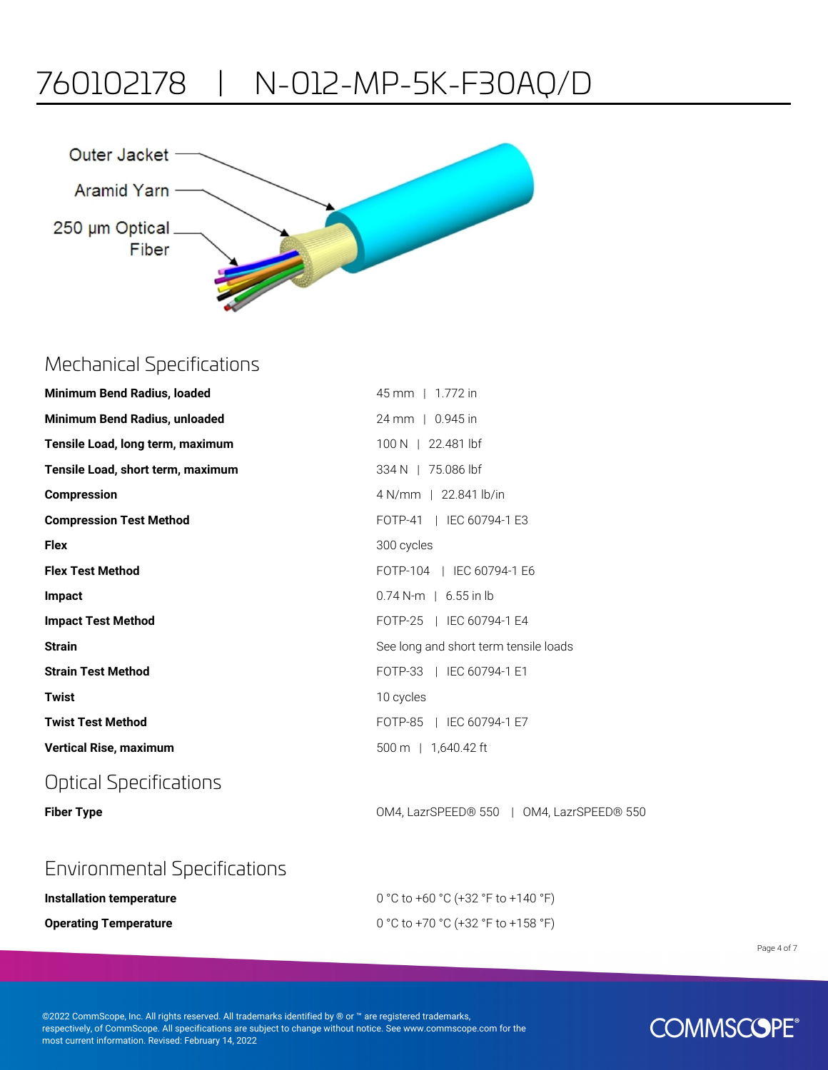# 760102178 | N-012-MP-5K-F30AQ/D

Outer Jacket

Aramid Yarn

250 µm Optical Fiber

## Mechanical Specifications

| | |
|---|---|
| **Minimum Bend Radius, loaded** | 45 mm \| 1.772 in |
| **Minimum Bend Radius, unloaded** | 24 mm \| 0.945 in |
| **Tensile Load, long term, maximum** | 100 N \| 22.481 lbf |
| **Tensile Load, short term, maximum** | 334 N \| 75.086 lbf |
| **Compression** | 4 N/mm \| 22.841 lb/in |
| **Compression Test Method** | FOTP-41 \| IEC 60794-1 E3 |
| **Flex** | 300 cycles |
| **Flex Test Method** | FOTP-104 \| IEC 60794-1 E6 |
| **Impact** | 0.74 N-m \| 6.55 in lb |
| **Impact Test Method** | FOTP-25 \| IEC 60794-1 E4 |
| **Strain** | See long and short term tensile loads |
| **Strain Test Method** | FOTP-33 \| IEC 60794-1 E1 |
| **Twist** | 10 cycles |
| **Twist Test Method** | FOTP-85 \| IEC 60794-1 E7 |
| **Vertical Rise, maximum** | 500 m \| 1,640.42 ft |

## Optical Specifications

| | |
|---|---|
| **Fiber Type** | OM4, LazrSPEED® 550 \| OM4, LazrSPEED® 550 |

## Environmental Specifications

| | |
|---|---|
| **Installation temperature** | 0 °C to +60 °C (+32 °F to +140 °F) |
| **Operating Temperature** | 0 °C to +70 °C (+32 °F to +158 °F) |

©2022 CommScope, Inc. All rights reserved. All trademarks identified by ® or ™ are registered trademarks, respectively, of CommScope. All specifications are subject to change without notice. See www.commscope.com for the most current information. Revised: February 14, 2022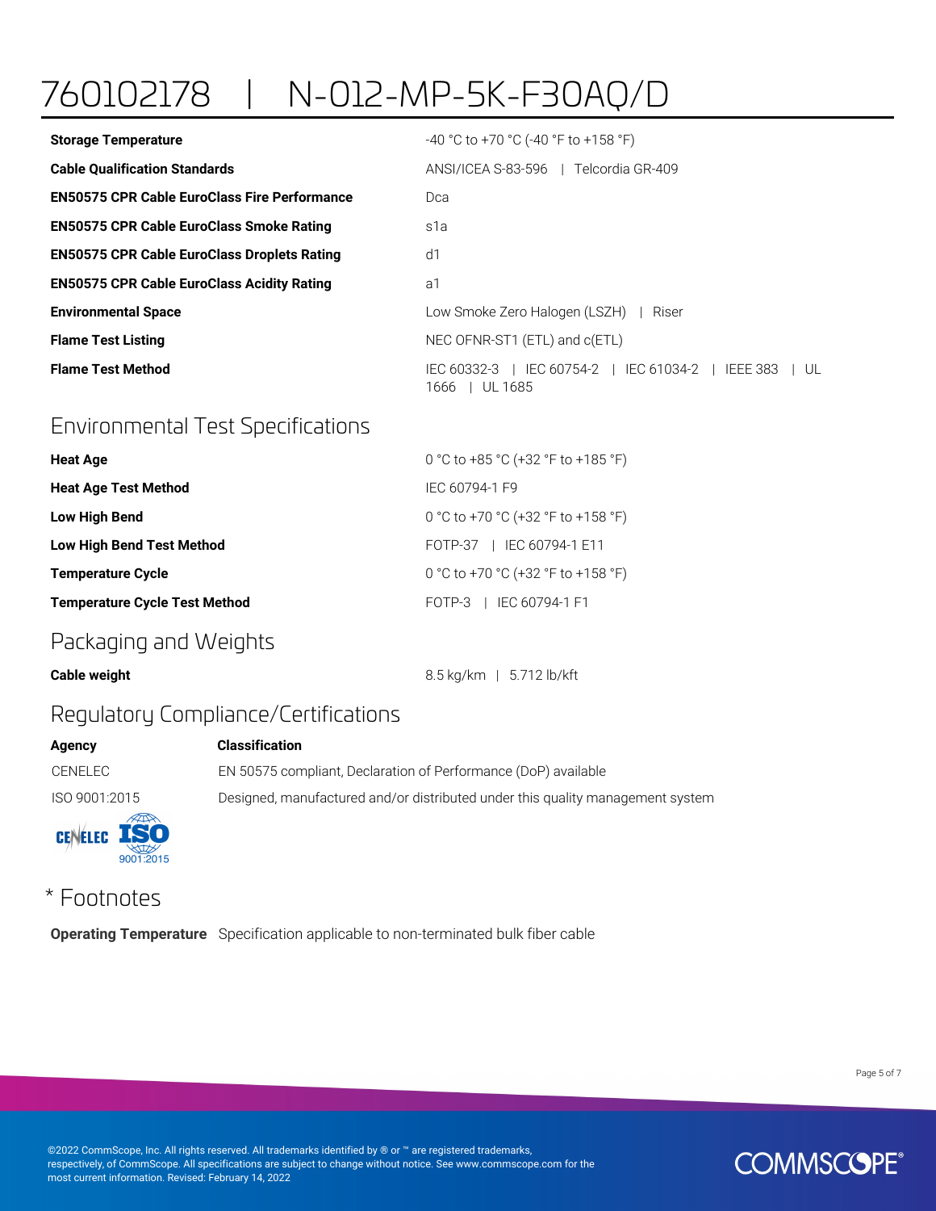# 760102178 | N-012-MP-5K-F30AQ/D

| | |
|---|---|
| **Storage Temperature** | -40 °C to +70 °C (-40 °F to +158 °F) |
| **Cable Qualification Standards** | ANSI/ICEA S-83-596 \| Telcordia GR-409 |
| **EN50575 CPR Cable EuroClass Fire Performance** | Dca |
| **EN50575 CPR Cable EuroClass Smoke Rating** | s1a |
| **EN50575 CPR Cable EuroClass Droplets Rating** | d1 |
| **EN50575 CPR Cable EuroClass Acidity Rating** | a1 |
| **Environmental Space** | Low Smoke Zero Halogen (LSZH) \| Riser |
| **Flame Test Listing** | NEC OFNR-ST1 (ETL) and c(ETL) |
| **Flame Test Method** | IEC 60332-3 \| IEC 60754-2 \| IEC 61034-2 \| IEEE 383 \| UL 1666 \| UL 1685 |

## Environmental Test Specifications

| | |
|---|---|
| **Heat Age** | 0 °C to +85 °C (+32 °F to +185 °F) |
| **Heat Age Test Method** | IEC 60794-1 F9 |
| **Low High Bend** | 0 °C to +70 °C (+32 °F to +158 °F) |
| **Low High Bend Test Method** | FOTP-37 \| IEC 60794-1 E11 |
| **Temperature Cycle** | 0 °C to +70 °C (+32 °F to +158 °F) |
| **Temperature Cycle Test Method** | FOTP-3 \| IEC 60794-1 F1 |

## Packaging and Weights

| | |
|---|---|
| **Cable weight** | 8.5 kg/km \| 5.712 lb/kft |

## Regulatory Compliance/Certifications

| **Agency** | **Classification** |
|---|---|
| CENELEC | EN 50575 compliant, Declaration of Performance (DoP) available |
| ISO 9001:2015 | Designed, manufactured and/or distributed under this quality management system |

## * Footnotes

**Operating Temperature** Specification applicable to non-terminated bulk fiber cable

©2022 CommScope, Inc. All rights reserved. All trademarks identified by ® or ™ are registered trademarks, respectively, of CommScope. All specifications are subject to change without notice. See www.commscope.com for the most current information. Revised: February 14, 2022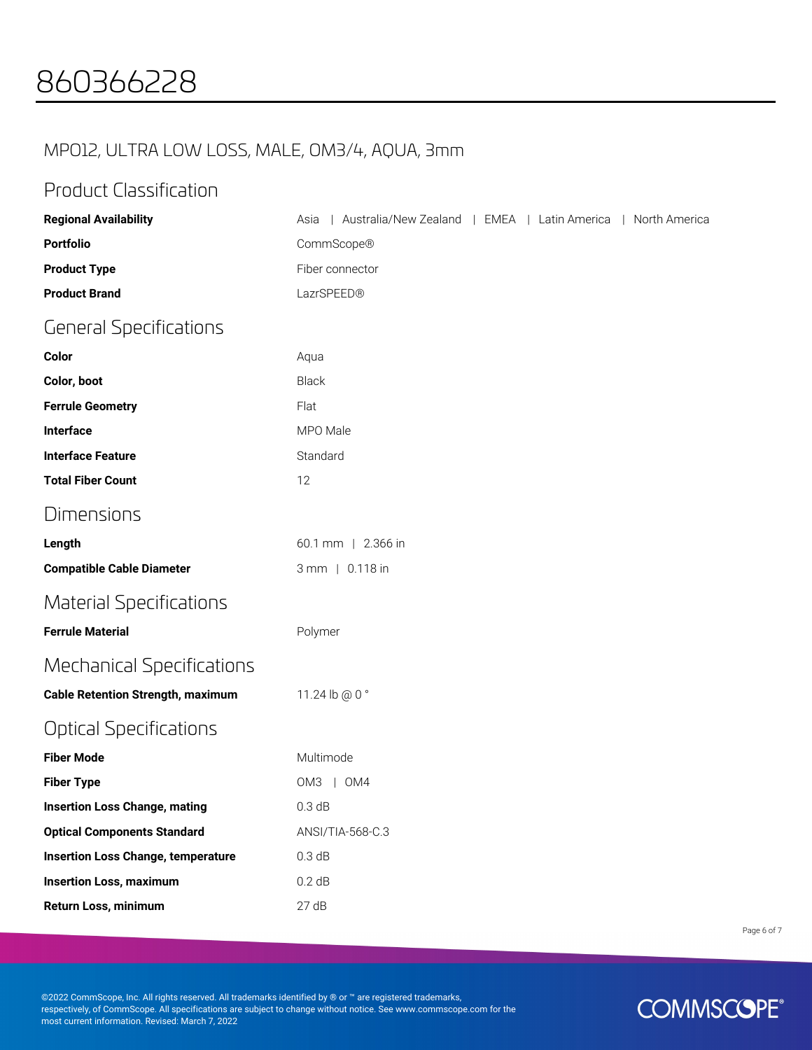# 860366228

## MPO12, ULTRA LOW LOSS, MALE, OM3/4, AQUA, 3mm

## Product Classification

| | |
|---|---|
| **Regional Availability** | Asia \| Australia/New Zealand \| EMEA \| Latin America \| North America |
| **Portfolio** | CommScope® |
| **Product Type** | Fiber connector |
| **Product Brand** | LazrSPEED® |

## General Specifications

| | |
|---|---|
| **Color** | Aqua |
| **Color, boot** | Black |
| **Ferrule Geometry** | Flat |
| **Interface** | MPO Male |
| **Interface Feature** | Standard |
| **Total Fiber Count** | 12 |

## Dimensions

| | |
|---|---|
| **Length** | 60.1 mm \| 2.366 in |
| **Compatible Cable Diameter** | 3 mm \| 0.118 in |

## Material Specifications

| | |
|---|---|
| **Ferrule Material** | Polymer |

## Mechanical Specifications

| | |
|---|---|
| **Cable Retention Strength, maximum** | 11.24 lb @ 0 ° |

## Optical Specifications

| | |
|---|---|
| **Fiber Mode** | Multimode |
| **Fiber Type** | OM3 \| OM4 |
| **Insertion Loss Change, mating** | 0.3 dB |
| **Optical Components Standard** | ANSI/TIA-568-C.3 |
| **Insertion Loss Change, temperature** | 0.3 dB |
| **Insertion Loss, maximum** | 0.2 dB |
| **Return Loss, minimum** | 27 dB |

©2022 CommScope, Inc. All rights reserved. All trademarks identified by ® or ™ are registered trademarks, respectively, of CommScope. All specifications are subject to change without notice. See www.commscope.com for the most current information. Revised: March 7, 2022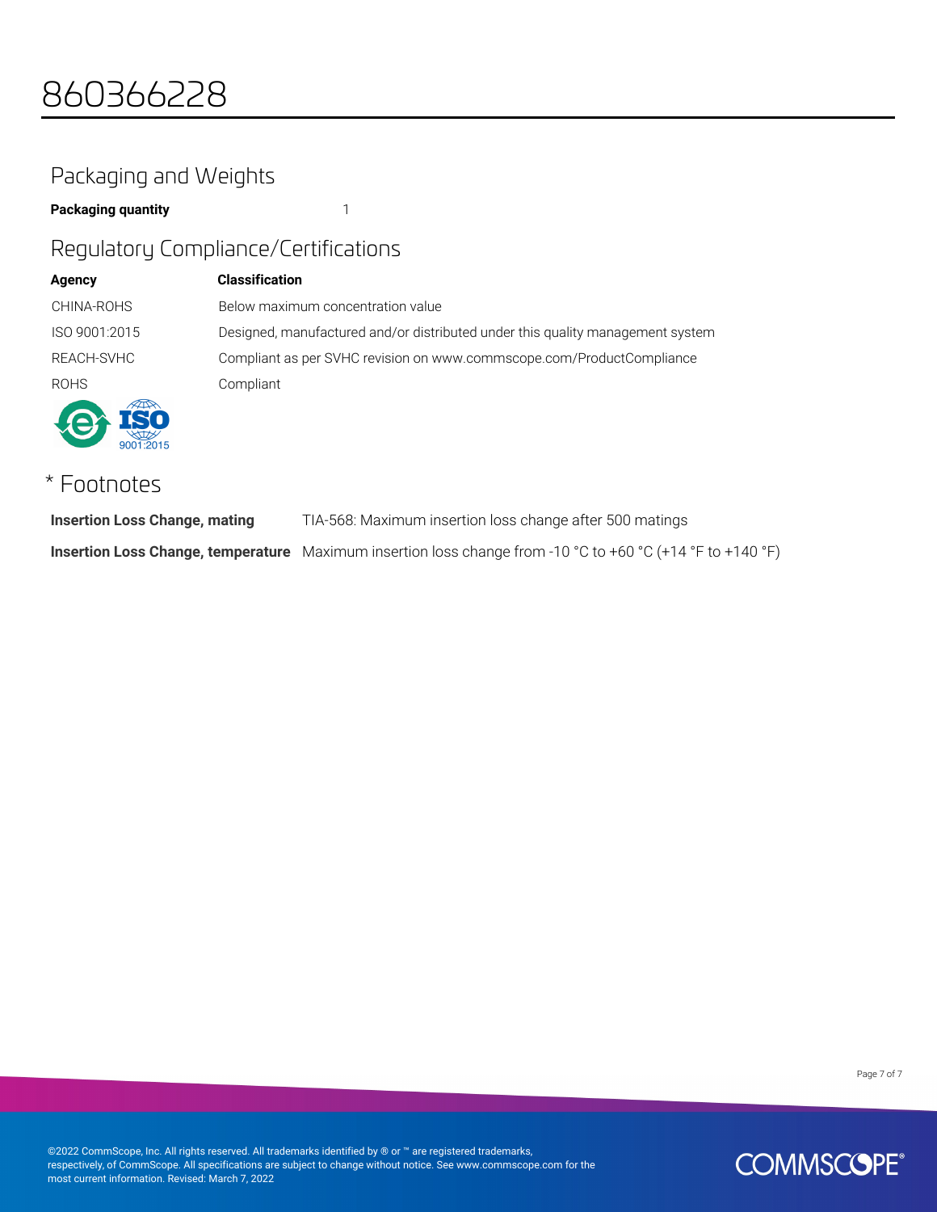# 860366228

## Packaging and Weights

| | |
|---|---|
| **Packaging quantity** | 1 |

## Regulatory Compliance/Certifications

| **Agency** | **Classification** |
|---|---|
| CHINA-ROHS | Below maximum concentration value |
| ISO 9001:2015 | Designed, manufactured and/or distributed under this quality management system |
| REACH-SVHC | Compliant as per SVHC revision on www.commscope.com/ProductCompliance |
| ROHS | Compliant |

## * Footnotes

| | |
|---|---|
| **Insertion Loss Change, mating** | TIA-568: Maximum insertion loss change after 500 matings |
| **Insertion Loss Change, temperature** | Maximum insertion loss change from -10 °C to +60 °C (+14 °F to +140 °F) |

©2022 CommScope, Inc. All rights reserved. All trademarks identified by ® or ™ are registered trademarks, respectively, of CommScope. All specifications are subject to change without notice. See www.commscope.com for the most current information. Revised: March 7, 2022